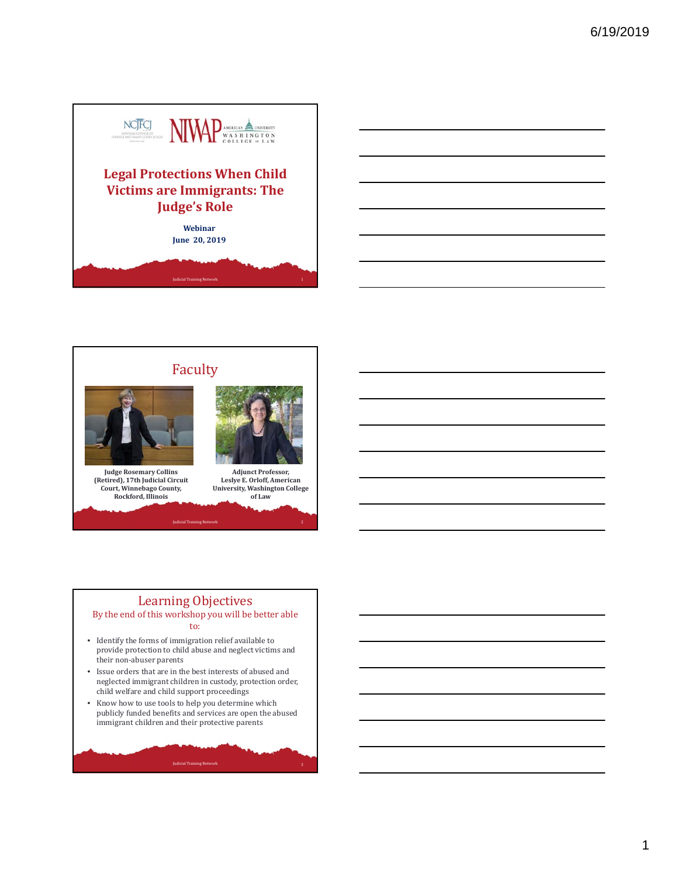NCJFCJ NATIONAL COUNCIL OF JUVENILE AND FAMILY COURT JUDGES

NIWAP AMERICAN UNIVERSITY WASHINGTON COLLEGE OF LAW

# Legal Protections When Child Victims are Immigrants: The Judge's Role

**Webinar**

**June 20, 2019**

Judicial Training Network

## Faculty

**Judge Rosemary Collins (Retired), 17th Judicial Circuit Court, Winnebago County, Rockford, Illinois**

**Adjunct Professor, Leslye E. Orloff, American University, Washington College of Law**

Judicial Training Network

## Learning Objectives

By the end of this workshop you will be better able to:

- Identify the forms of immigration relief available to provide protection to child abuse and neglect victims and their non-abuser parents
- Issue orders that are in the best interests of abused and neglected immigrant children in custody, protection order, child welfare and child support proceedings
- Know how to use tools to help you determine which publicly funded benefits and services are open the abused immigrant children and their protective parents

Judicial Training Network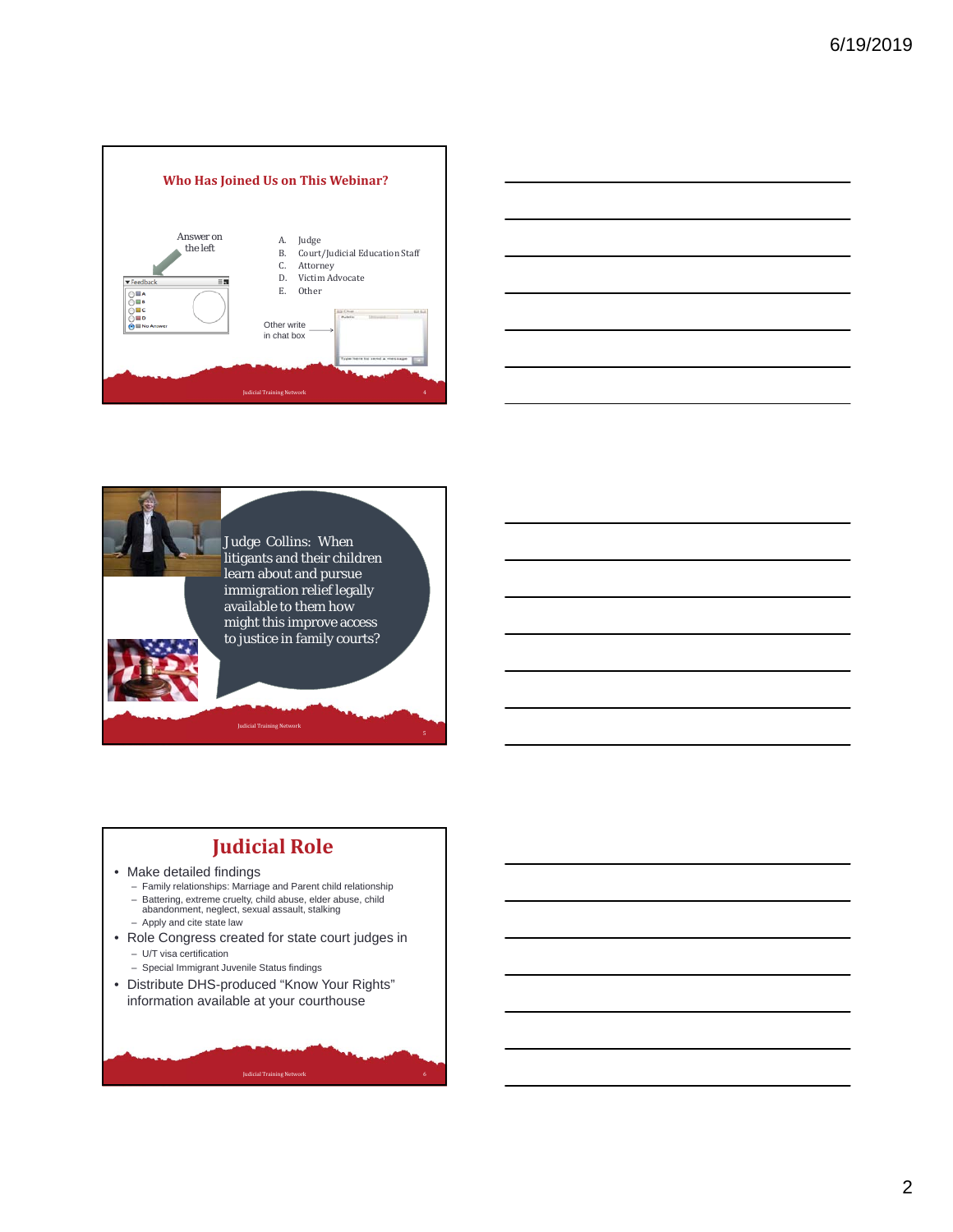## Who Has Joined Us on This Webinar?

Answer on the left

A. Judge
B. Court/Judicial Education Staff
C. Attorney
D. Victim Advocate
E. Other

Other write in chat box

Judge Collins: When litigants and their children learn about and pursue immigration relief legally available to them how might this improve access to justice in family courts?

## Judicial Role

- Make detailed findings
  - Family relationships: Marriage and Parent child relationship
  - Battering, extreme cruelty, child abuse, elder abuse, child abandonment, neglect, sexual assault, stalking
  - Apply and cite state law
- Role Congress created for state court judges in
  - U/T visa certification
  - Special Immigrant Juvenile Status findings
- Distribute DHS-produced "Know Your Rights" information available at your courthouse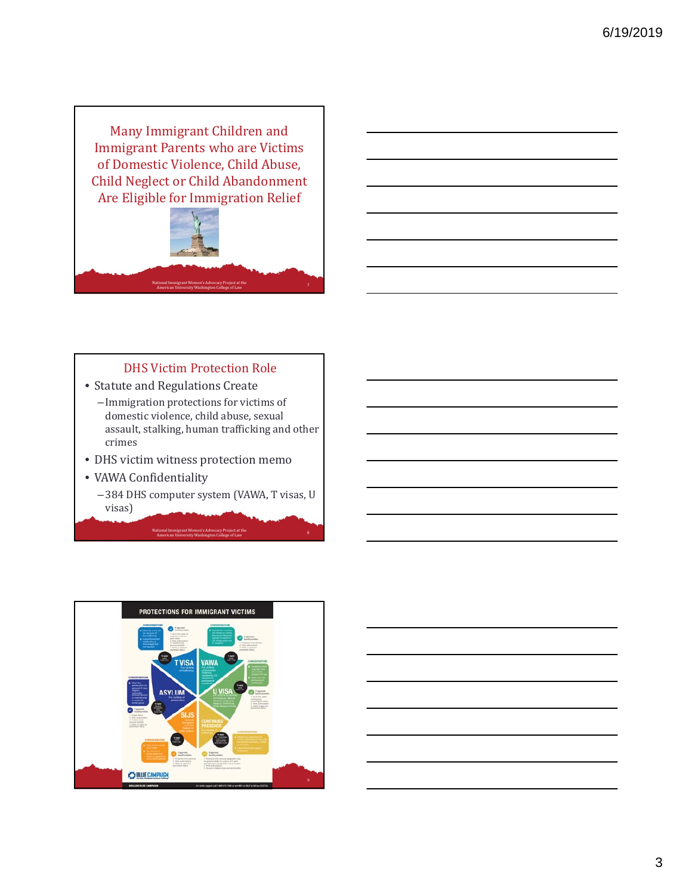## Many Immigrant Children and Immigrant Parents who are Victims of Domestic Violence, Child Abuse, Child Neglect or Child Abandonment Are Eligible for Immigration Relief

National Immigrant Women's Advocacy Project at the American University Washington College of Law

## DHS Victim Protection Role

- Statute and Regulations Create
  - Immigration protections for victims of domestic violence, child abuse, sexual assault, stalking, human trafficking and other crimes
- DHS victim witness protection memo
- VAWA Confidentiality
  - 384 DHS computer system (VAWA, T visas, U visas)

National Immigrant Women's Advocacy Project at the American University Washington College of Law

## PROTECTIONS FOR IMMIGRANT VICTIMS

T VISA — VAWA — U VISA — CONTINUED PRESENCE — SIJS — ASYLUM

BLUE CAMPAIGN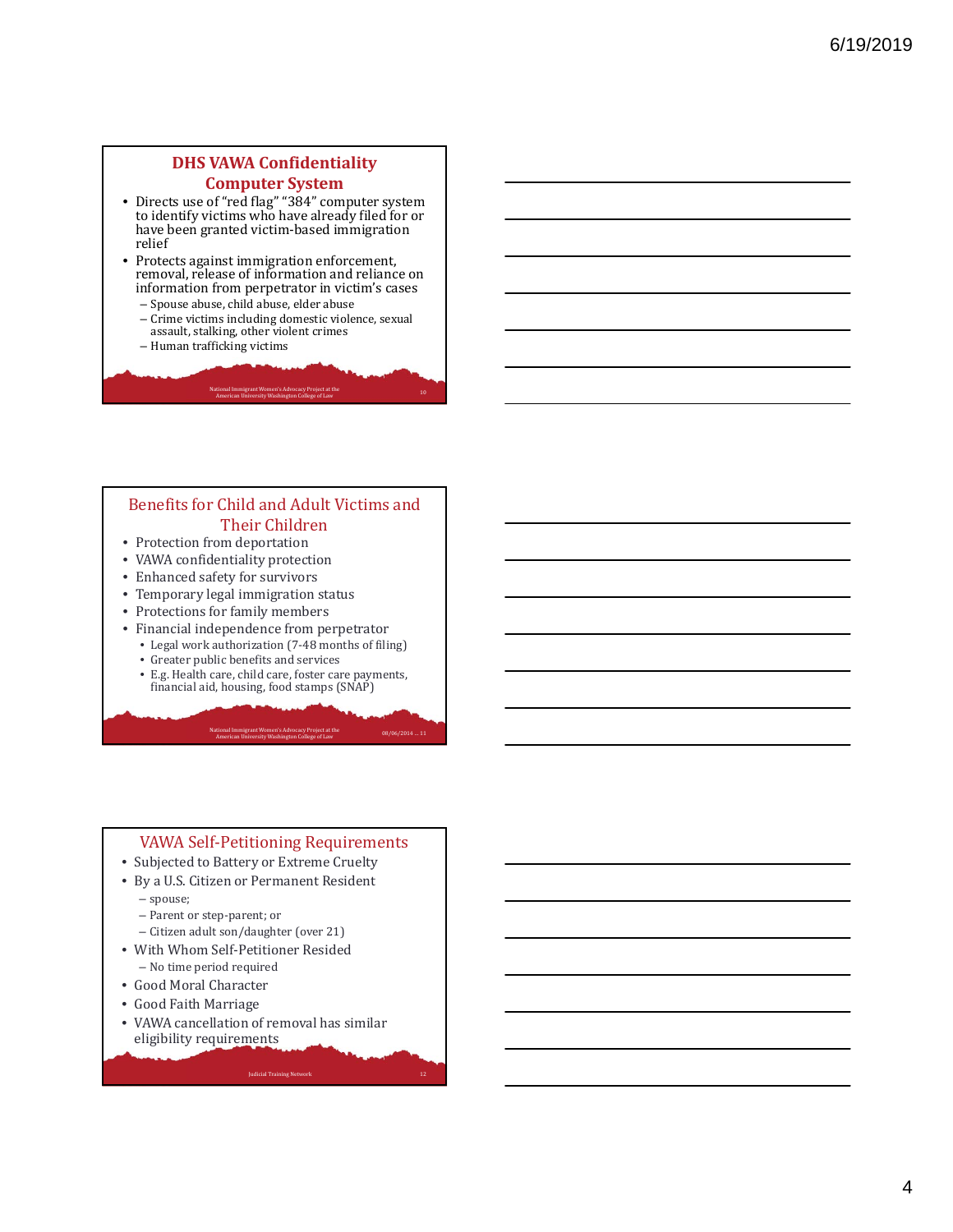## DHS VAWA Confidentiality Computer System

- Directs use of "red flag" "384" computer system to identify victims who have already filed for or have been granted victim-based immigration relief
- Protects against immigration enforcement, removal, release of information and reliance on information from perpetrator in victim's cases
  - Spouse abuse, child abuse, elder abuse
  - Crime victims including domestic violence, sexual assault, stalking, other violent crimes
  - Human trafficking victims

## Benefits for Child and Adult Victims and Their Children

- Protection from deportation
- VAWA confidentiality protection
- Enhanced safety for survivors
- Temporary legal immigration status
- Protections for family members
- Financial independence from perpetrator
  - Legal work authorization (7-48 months of filing)
  - Greater public benefits and services
  - E.g. Health care, child care, foster care payments, financial aid, housing, food stamps (SNAP)

## VAWA Self-Petitioning Requirements

- Subjected to Battery or Extreme Cruelty
- By a U.S. Citizen or Permanent Resident
  - spouse;
  - Parent or step-parent; or
  - Citizen adult son/daughter (over 21)
- With Whom Self-Petitioner Resided
  - No time period required
- Good Moral Character
- Good Faith Marriage
- VAWA cancellation of removal has similar eligibility requirements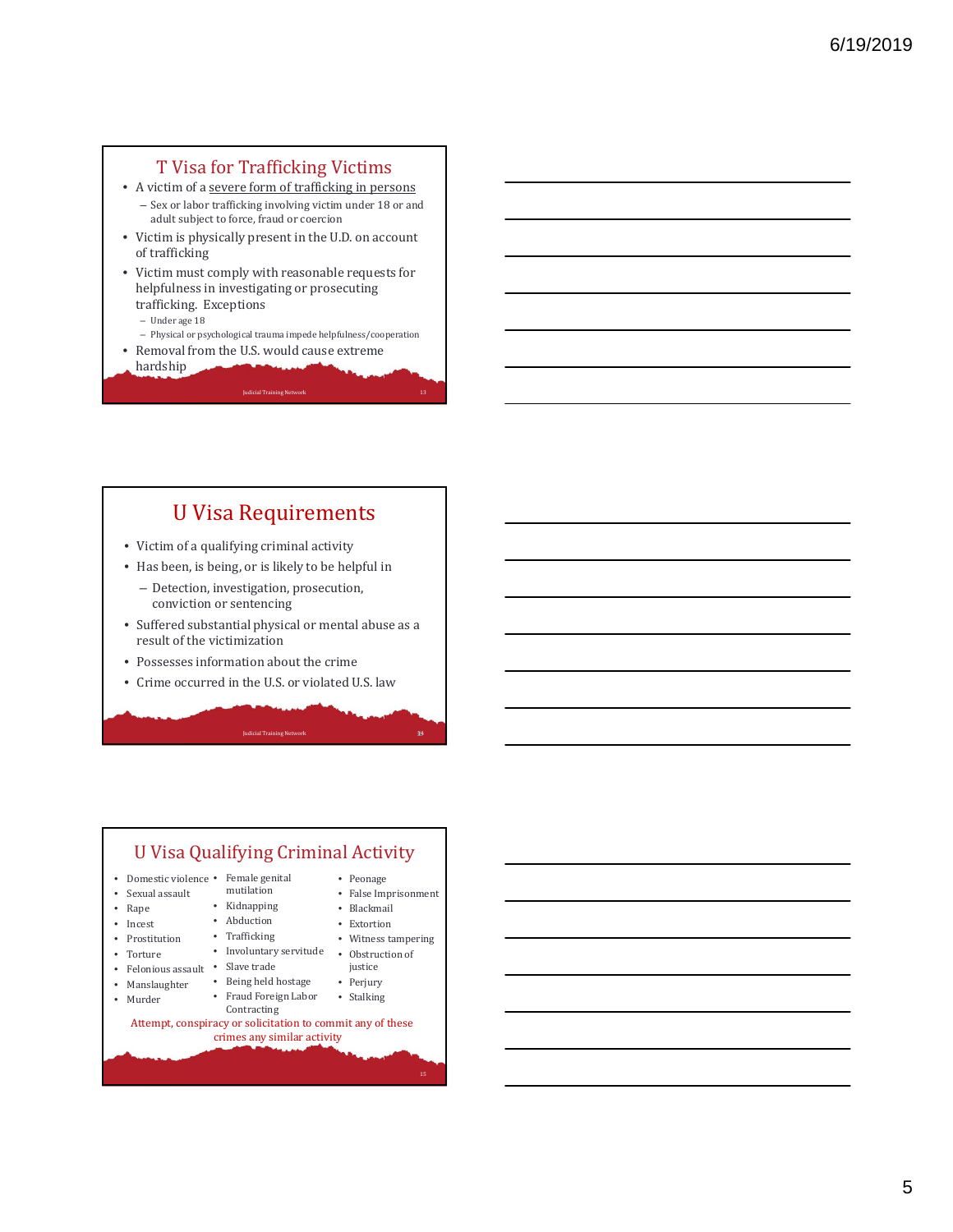## T Visa for Trafficking Victims

- A victim of a severe form of trafficking in persons
  - Sex or labor trafficking involving victim under 18 or and adult subject to force, fraud or coercion
- Victim is physically present in the U.D. on account of trafficking
- Victim must comply with reasonable requests for helpfulness in investigating or prosecuting trafficking. Exceptions
  - Under age 18
  - Physical or psychological trauma impede helpfulness/cooperation
- Removal from the U.S. would cause extreme hardship

## U Visa Requirements

- Victim of a qualifying criminal activity
- Has been, is being, or is likely to be helpful in
  - Detection, investigation, prosecution, conviction or sentencing
- Suffered substantial physical or mental abuse as a result of the victimization
- Possesses information about the crime
- Crime occurred in the U.S. or violated U.S. law

## U Visa Qualifying Criminal Activity

- Domestic violence
- Sexual assault
- Rape
- Incest
- Prostitution
- Torture
- Felonious assault
- Manslaughter
- Murder
- Female genital mutilation
- Kidnapping
- Abduction
- Trafficking
- Involuntary servitude
- Slave trade
- Being held hostage
- Fraud Foreign Labor Contracting
- Peonage
- False Imprisonment
- Blackmail
- Extortion
- Witness tampering
- Obstruction of justice
- Perjury
- Stalking

Attempt, conspiracy or solicitation to commit any of these crimes any similar activity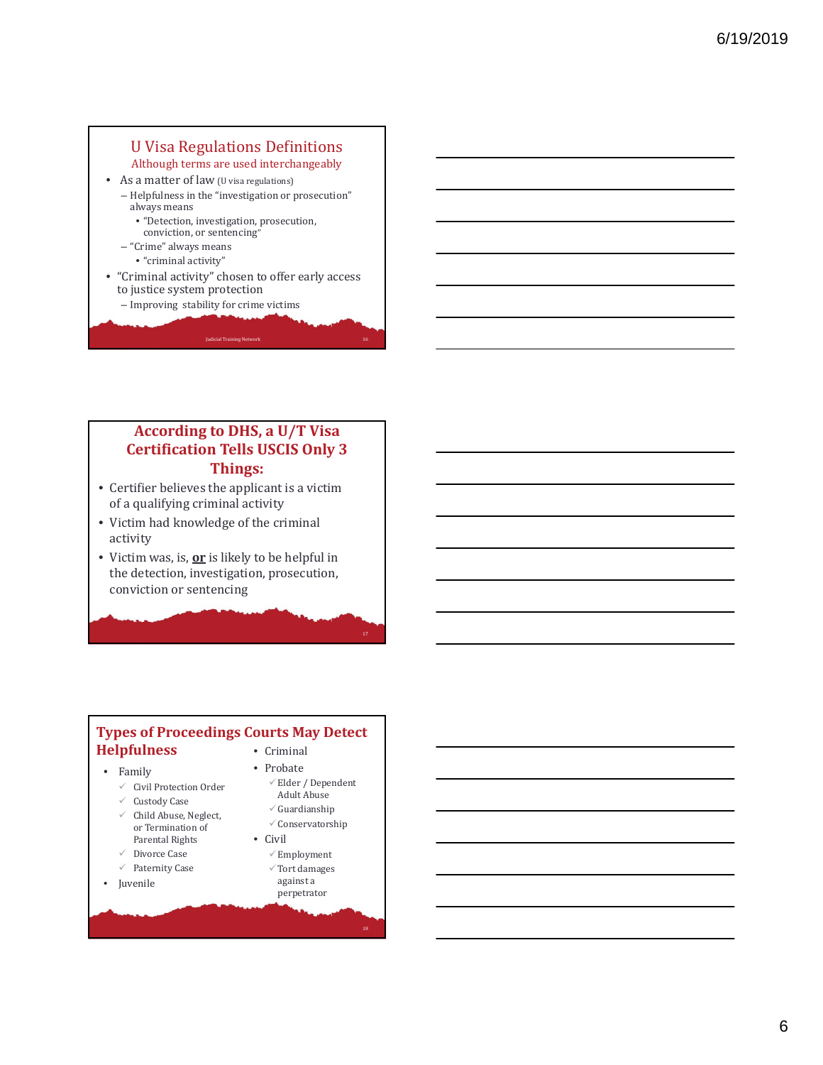## U Visa Regulations Definitions

Although terms are used interchangeably

- As a matter of law (U visa regulations)
  - Helpfulness in the "investigation or prosecution" always means
    - "Detection, investigation, prosecution, conviction, or sentencing"
  - "Crime" always means
    - "criminal activity"
- "Criminal activity" chosen to offer early access to justice system protection
  - Improving stability for crime victims

Judicial Training Network

## According to DHS, a U/T Visa Certification Tells USCIS Only 3 Things:

- Certifier believes the applicant is a victim of a qualifying criminal activity
- Victim had knowledge of the criminal activity
- Victim was, is, **or** is likely to be helpful in the detection, investigation, prosecution, conviction or sentencing

## Types of Proceedings Courts May Detect Helpfulness

- Family
  - ✓ Civil Protection Order
  - ✓ Custody Case
  - ✓ Child Abuse, Neglect, or Termination of Parental Rights
  - ✓ Divorce Case
  - ✓ Paternity Case
- Juvenile
- Criminal
- Probate
  - ✓ Elder / Dependent Adult Abuse
  - ✓ Guardianship
  - ✓ Conservatorship
- Civil
  - ✓ Employment
  - ✓ Tort damages against a perpetrator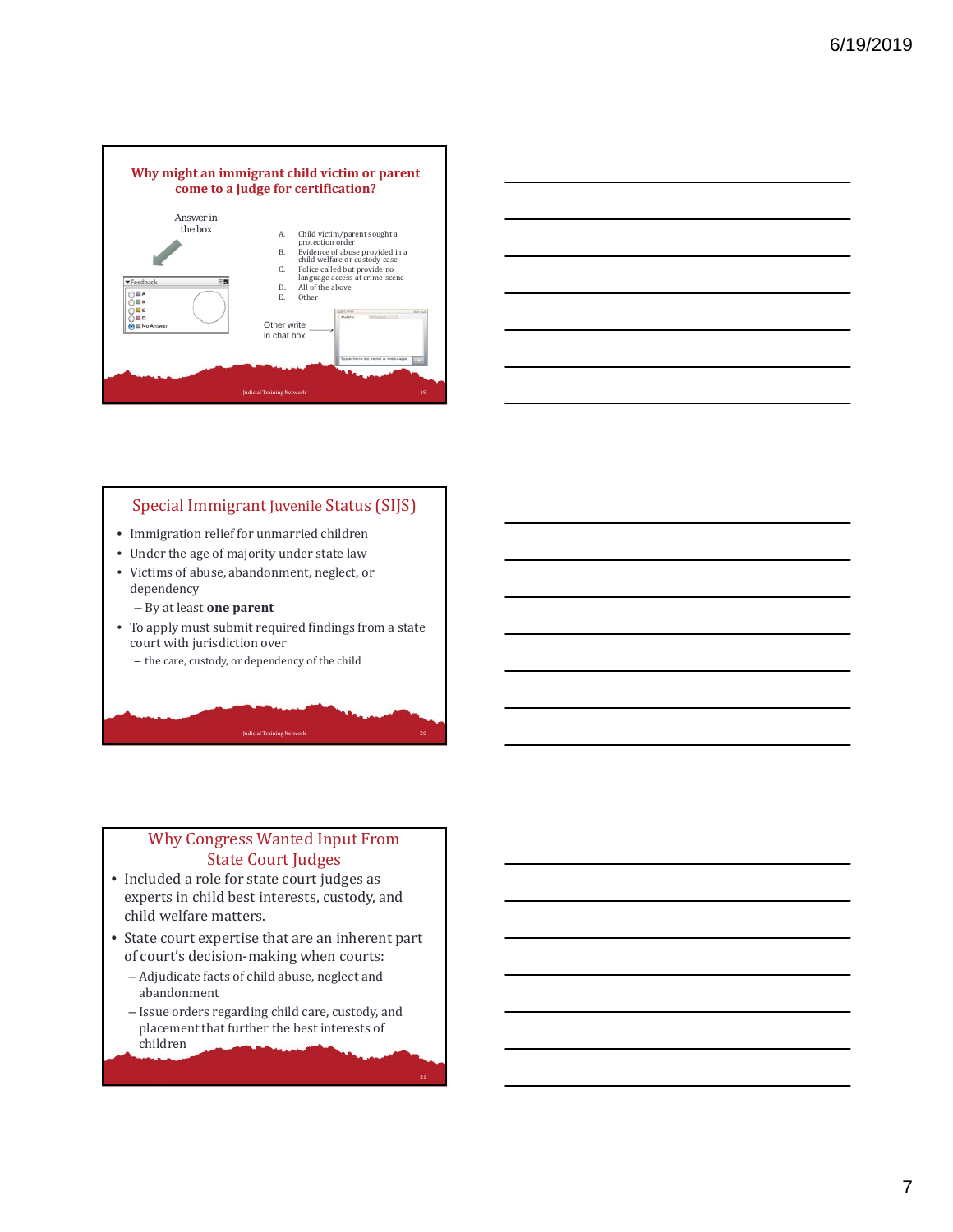## Why might an immigrant child victim or parent come to a judge for certification?

Answer in the box

A. Child victim/parent sought a protection order
B. Evidence of abuse provided in a child welfare or custody case
C. Police called but provide no language access at crime scene
D. All of the above
E. Other

Other write in chat box

Judicial Training Network

## Special Immigrant Juvenile Status (SIJS)

- Immigration relief for unmarried children
- Under the age of majority under state law
- Victims of abuse, abandonment, neglect, or dependency
  - By at least **one parent**
- To apply must submit required findings from a state court with jurisdiction over
  - the care, custody, or dependency of the child

Judicial Training Network

## Why Congress Wanted Input From State Court Judges

- Included a role for state court judges as experts in child best interests, custody, and child welfare matters.
- State court expertise that are an inherent part of court's decision-making when courts:
  - Adjudicate facts of child abuse, neglect and abandonment
  - Issue orders regarding child care, custody, and placement that further the best interests of children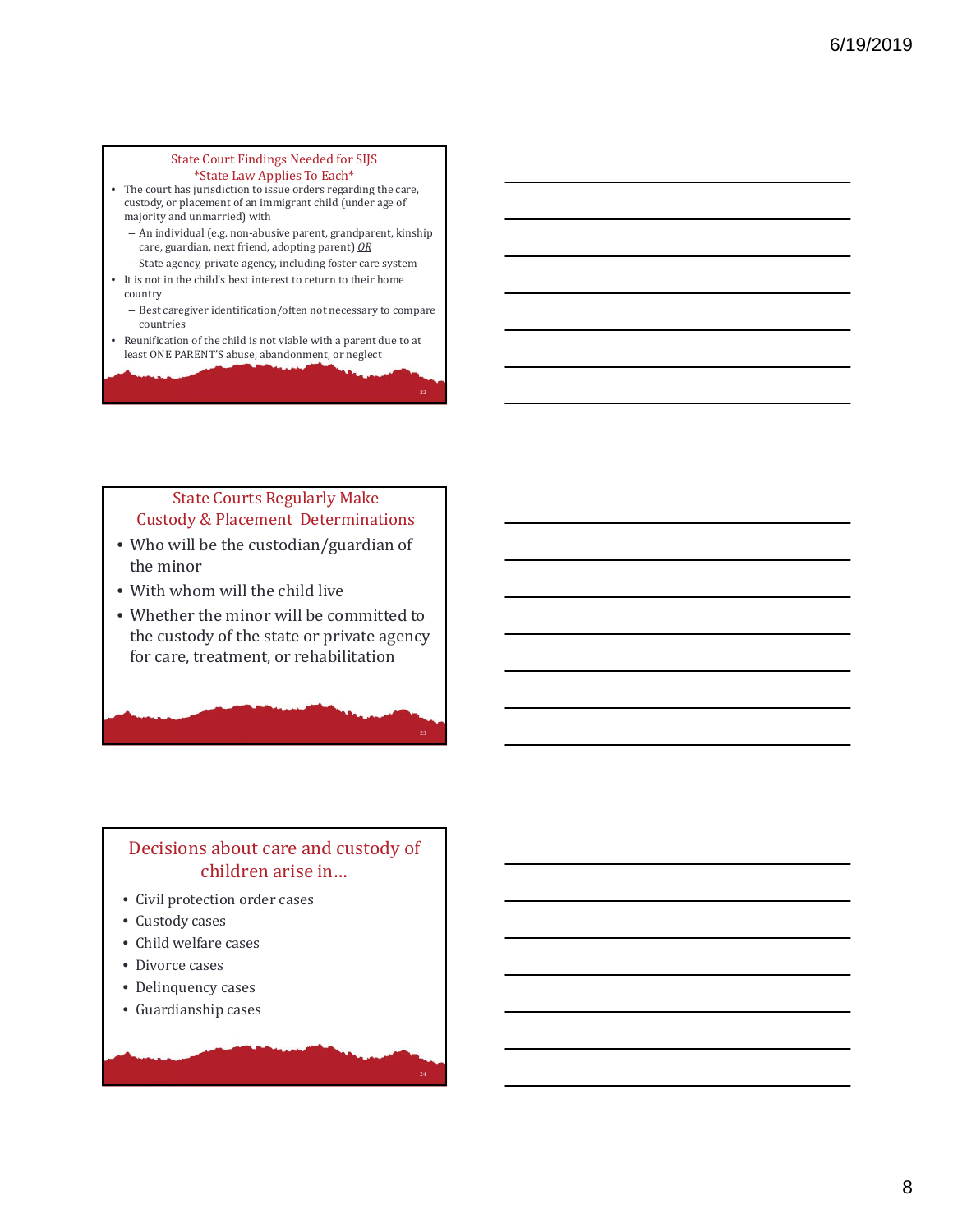## State Court Findings Needed for SIJS
*State Law Applies To Each*

- The court has jurisdiction to issue orders regarding the care, custody, or placement of an immigrant child (under age of majority and unmarried) with
  - An individual (e.g. non-abusive parent, grandparent, kinship care, guardian, next friend, adopting parent) ***OR***
  - State agency, private agency, including foster care system
- It is not in the child's best interest to return to their home country
  - Best caregiver identification/often not necessary to compare countries
- Reunification of the child is not viable with a parent due to at least ONE PARENT'S abuse, abandonment, or neglect

## State Courts Regularly Make Custody & Placement Determinations

- Who will be the custodian/guardian of the minor
- With whom will the child live
- Whether the minor will be committed to the custody of the state or private agency for care, treatment, or rehabilitation

## Decisions about care and custody of children arise in…

- Civil protection order cases
- Custody cases
- Child welfare cases
- Divorce cases
- Delinquency cases
- Guardianship cases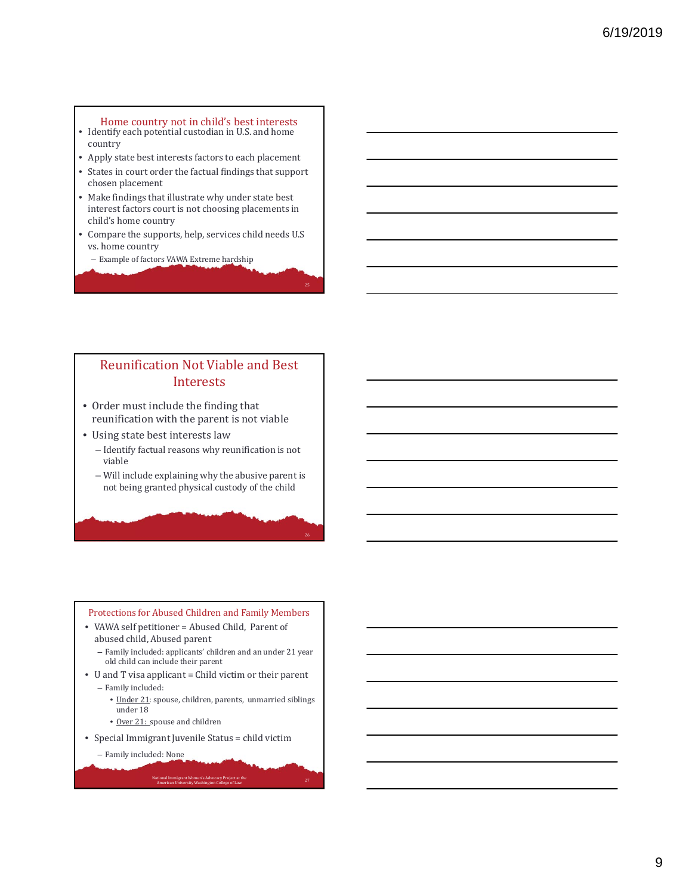## Home country not in child's best interests

- Identify each potential custodian in U.S. and home country
- Apply state best interests factors to each placement
- States in court order the factual findings that support chosen placement
- Make findings that illustrate why under state best interest factors court is not choosing placements in child's home country
- Compare the supports, help, services child needs U.S vs. home country
  - Example of factors VAWA Extreme hardship

## Reunification Not Viable and Best Interests

- Order must include the finding that reunification with the parent is not viable
- Using state best interests law
  - Identify factual reasons why reunification is not viable
  - Will include explaining why the abusive parent is not being granted physical custody of the child

## Protections for Abused Children and Family Members

- VAWA self petitioner = Abused Child, Parent of abused child, Abused parent
  - Family included: applicants' children and an under 21 year old child can include their parent
- U and T visa applicant = Child victim or their parent
  - Family included:
    - Under 21: spouse, children, parents, unmarried siblings under 18
    - Over 21: spouse and children
- Special Immigrant Juvenile Status = child victim
  - Family included: None

National Immigrant Women's Advocacy Project at the American University Washington College of Law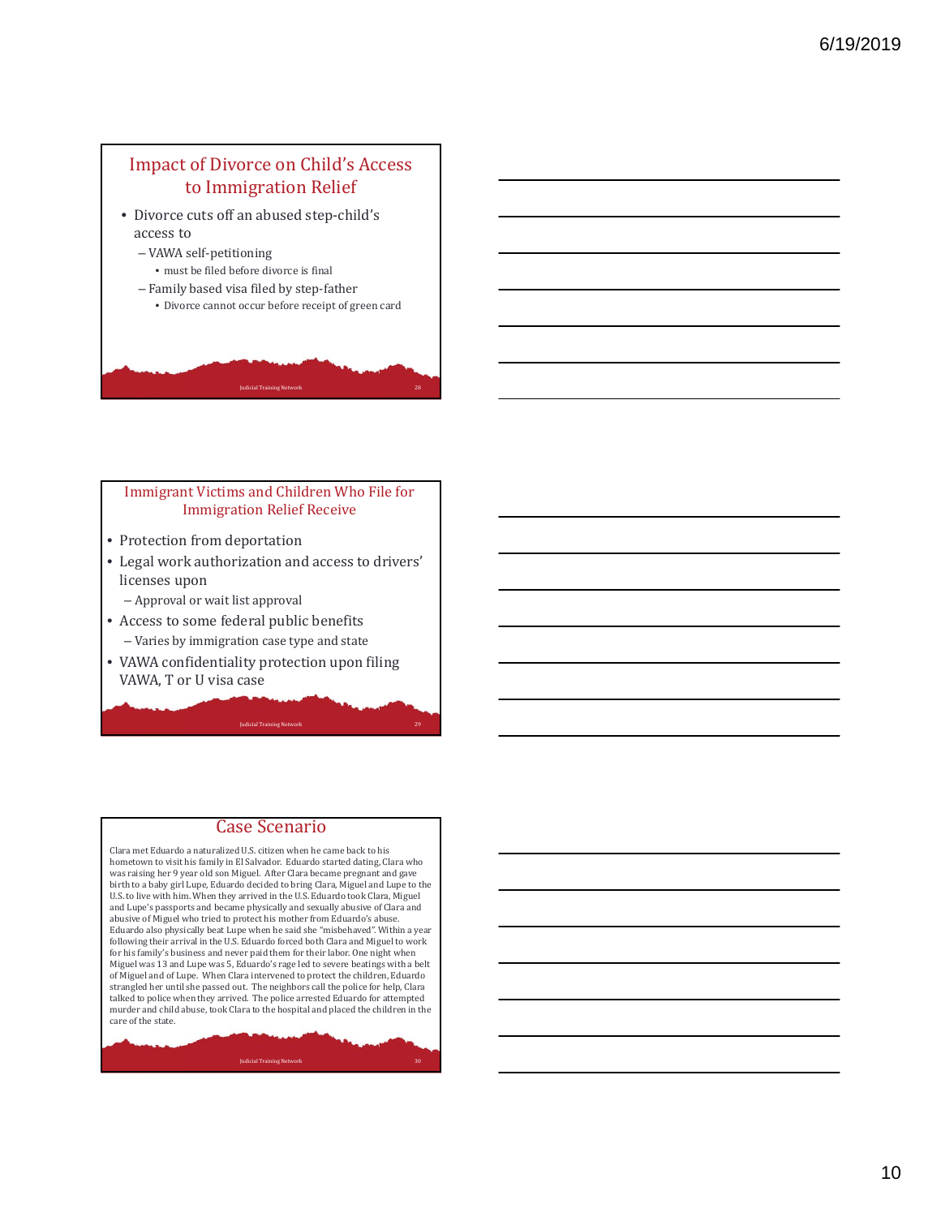## Impact of Divorce on Child's Access to Immigration Relief

- Divorce cuts off an abused step-child's access to
  - VAWA self-petitioning
    - must be filed before divorce is final
  - Family based visa filed by step-father
    - Divorce cannot occur before receipt of green card

## Immigrant Victims and Children Who File for Immigration Relief Receive

- Protection from deportation
- Legal work authorization and access to drivers' licenses upon
  - Approval or wait list approval
- Access to some federal public benefits
  - Varies by immigration case type and state
- VAWA confidentiality protection upon filing VAWA, T or U visa case

## Case Scenario

Clara met Eduardo a naturalized U.S. citizen when he came back to his hometown to visit his family in El Salvador. Eduardo started dating, Clara who was raising her 9 year old son Miguel. After Clara became pregnant and gave birth to a baby girl Lupe, Eduardo decided to bring Clara, Miguel and Lupe to the U.S. to live with him. When they arrived in the U.S. Eduardo took Clara, Miguel and Lupe's passports and became physically and sexually abusive of Clara and abusive of Miguel who tried to protect his mother from Eduardo's abuse. Eduardo also physically beat Lupe when he said she "misbehaved". Within a year following their arrival in the U.S. Eduardo forced both Clara and Miguel to work for his family's business and never paid them for their labor. One night when Miguel was 13 and Lupe was 5, Eduardo's rage led to severe beatings with a belt of Miguel and of Lupe. When Clara intervened to protect the children, Eduardo strangled her until she passed out. The neighbors call the police for help, Clara talked to police when they arrived. The police arrested Eduardo for attempted murder and child abuse, took Clara to the hospital and placed the children in the care of the state.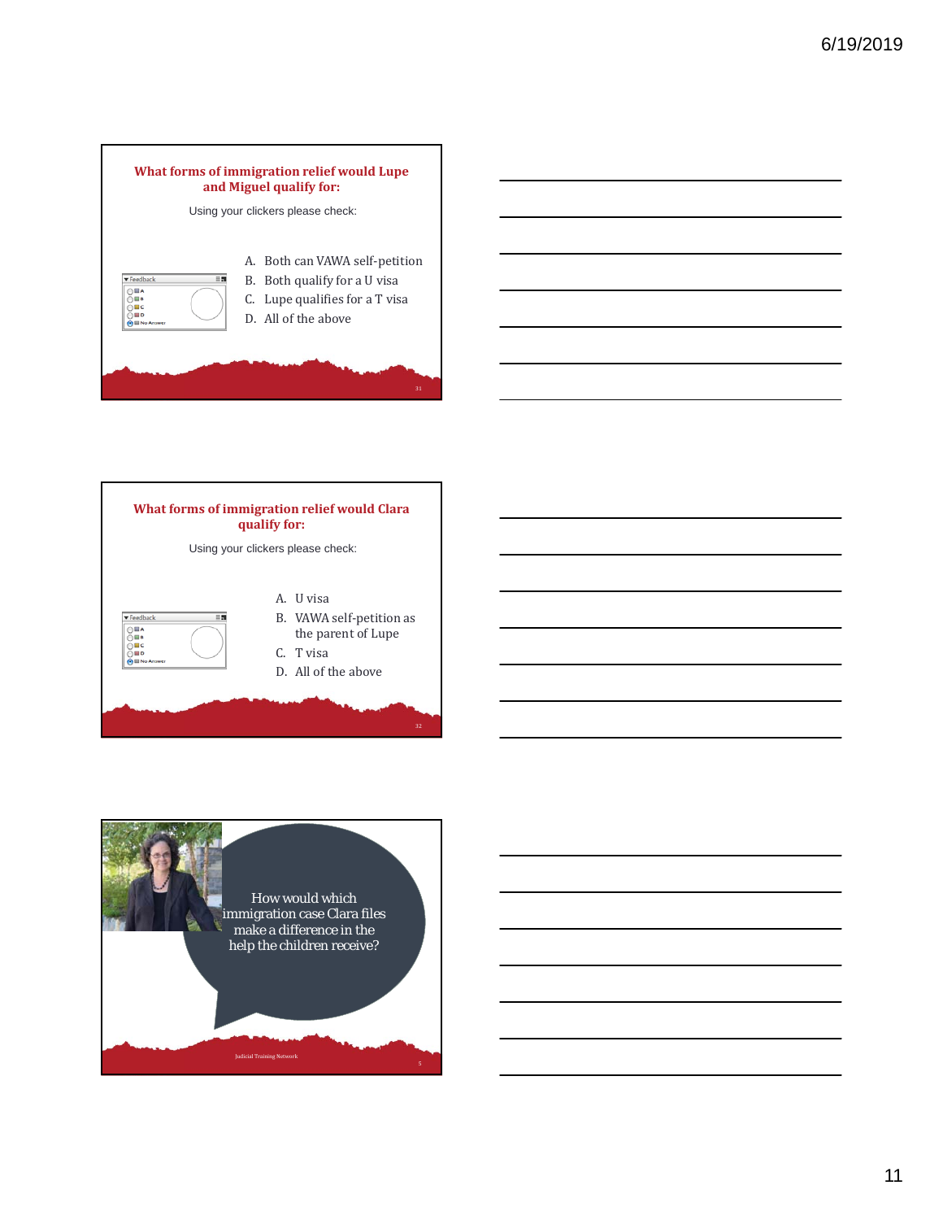## What forms of immigration relief would Lupe and Miguel qualify for:

Using your clickers please check:

A. Both can VAWA self-petition
B. Both qualify for a U visa
C. Lupe qualifies for a T visa
D. All of the above

## What forms of immigration relief would Clara qualify for:

Using your clickers please check:

A. U visa
B. VAWA self-petition as the parent of Lupe
C. T visa
D. All of the above

How would which immigration case Clara files make a difference in the help the children receive?

Judicial Training Network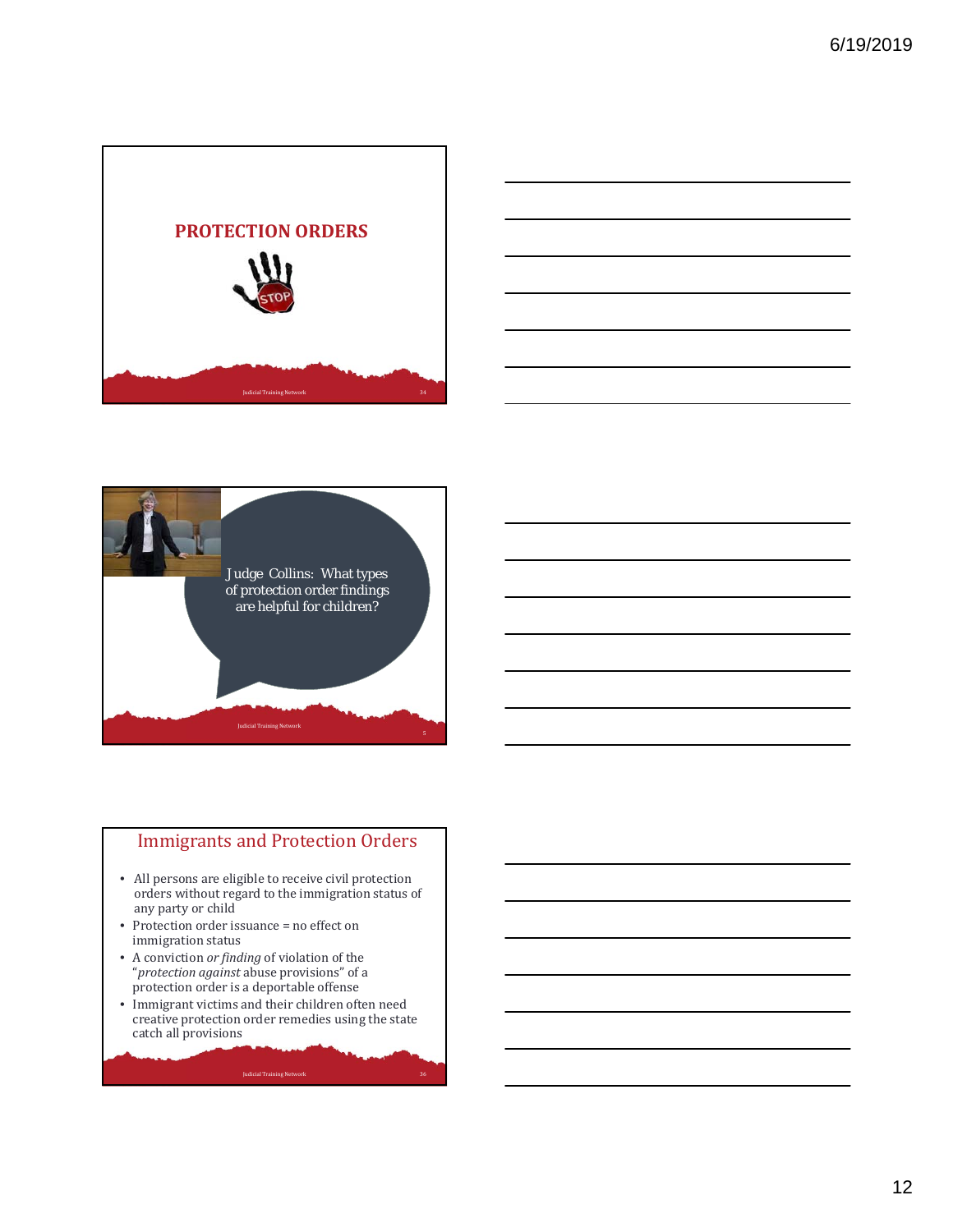## PROTECTION ORDERS

Judge Collins: What types of protection order findings are helpful for children?

## Immigrants and Protection Orders

- All persons are eligible to receive civil protection orders without regard to the immigration status of any party or child
- Protection order issuance = no effect on immigration status
- A conviction *or finding* of violation of the "*protection against* abuse provisions" of a protection order is a deportable offense
- Immigrant victims and their children often need creative protection order remedies using the state catch all provisions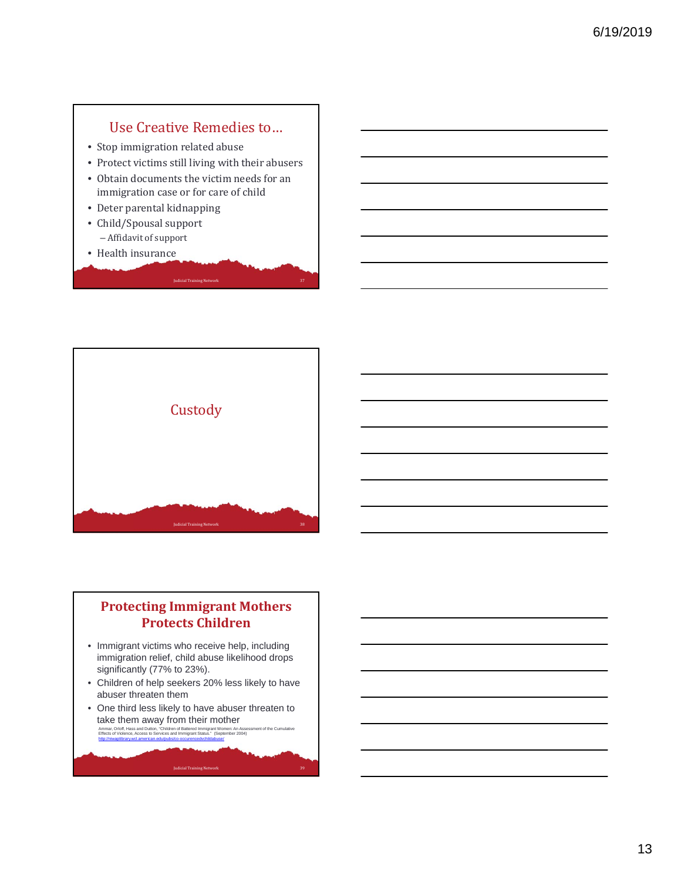## Use Creative Remedies to…

- Stop immigration related abuse
- Protect victims still living with their abusers
- Obtain documents the victim needs for an immigration case or for care of child
- Deter parental kidnapping
- Child/Spousal support
  - Affidavit of support
- Health insurance

## Custody

## Protecting Immigrant Mothers Protects Children

- Immigrant victims who receive help, including immigration relief, child abuse likelihood drops significantly (77% to 23%).
- Children of help seekers 20% less likely to have abuser threaten them
- One third less likely to have abuser threaten to take them away from their mother

Ammar, Orloff, Hass and Dutton, "Children of Battered Immigrant Women: An Assessment of the Cumulative Effects of Violence, Access to Services and Immigrant Status." (September 2004)
http://niwaplibrary.wcl.american.edu/pubs/co-occurencedvchildabuse/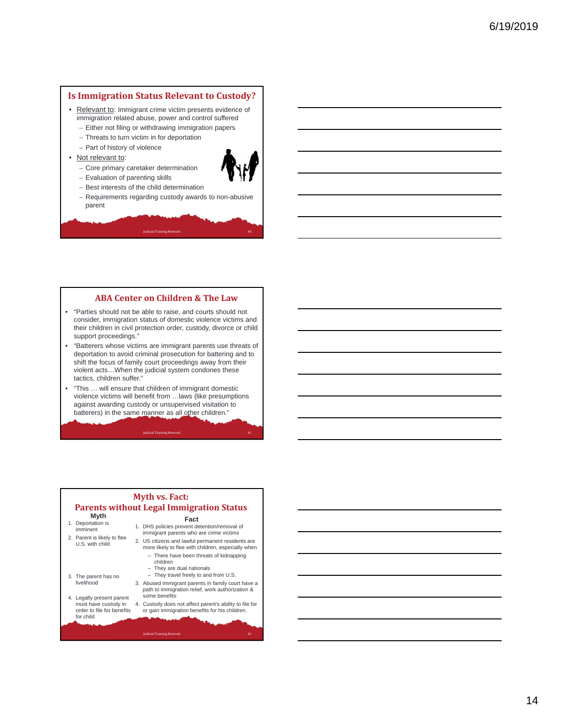## Is Immigration Status Relevant to Custody?

- Relevant to: Immigrant crime victim presents evidence of immigration related abuse, power and control suffered
  - Either not filing or withdrawing immigration papers
  - Threats to turn victim in for deportation
  - Part of history of violence
- Not relevant to:
  - Core primary caretaker determination
  - Evaluation of parenting skills
  - Best interests of the child determination
  - Requirements regarding custody awards to non-abusive parent

## ABA Center on Children & The Law

- "Parties should not be able to raise, and courts should not consider, immigration status of domestic violence victims and their children in civil protection order, custody, divorce or child support proceedings."
- "Batterers whose victims are immigrant parents use threats of deportation to avoid criminal prosecution for battering and to shift the focus of family court proceedings away from their violent acts…When the judicial system condones these tactics, children suffer."
- "This … will ensure that children of immigrant domestic violence victims will benefit from …laws (like presumptions against awarding custody or unsupervised visitation to batterers) in the same manner as all other children."

## Myth vs. Fact: Parents without Legal Immigration Status

| Myth | Fact |
| --- | --- |
| 1. Deportation is imminent | 1. DHS policies prevent detention/removal of immigrant parents who are crime victims |
| 2. Parent is likely to flee U.S. with child | 2. US citizens and lawful permanent residents are more likely to flee with children, especially when<br>– There have been threats of kidnapping children<br>– They are dual nationals<br>– They travel freely to and from U.S. |
| 3. The parent has no livelihood | 3. Abused immigrant parents in family court have a path to immigration relief, work authorization & some benefits |
| 4. Legally present parent must have custody in order to file for benefits for child | 4. Custody does not affect parent's ability to file for or gain immigration benefits for his children. |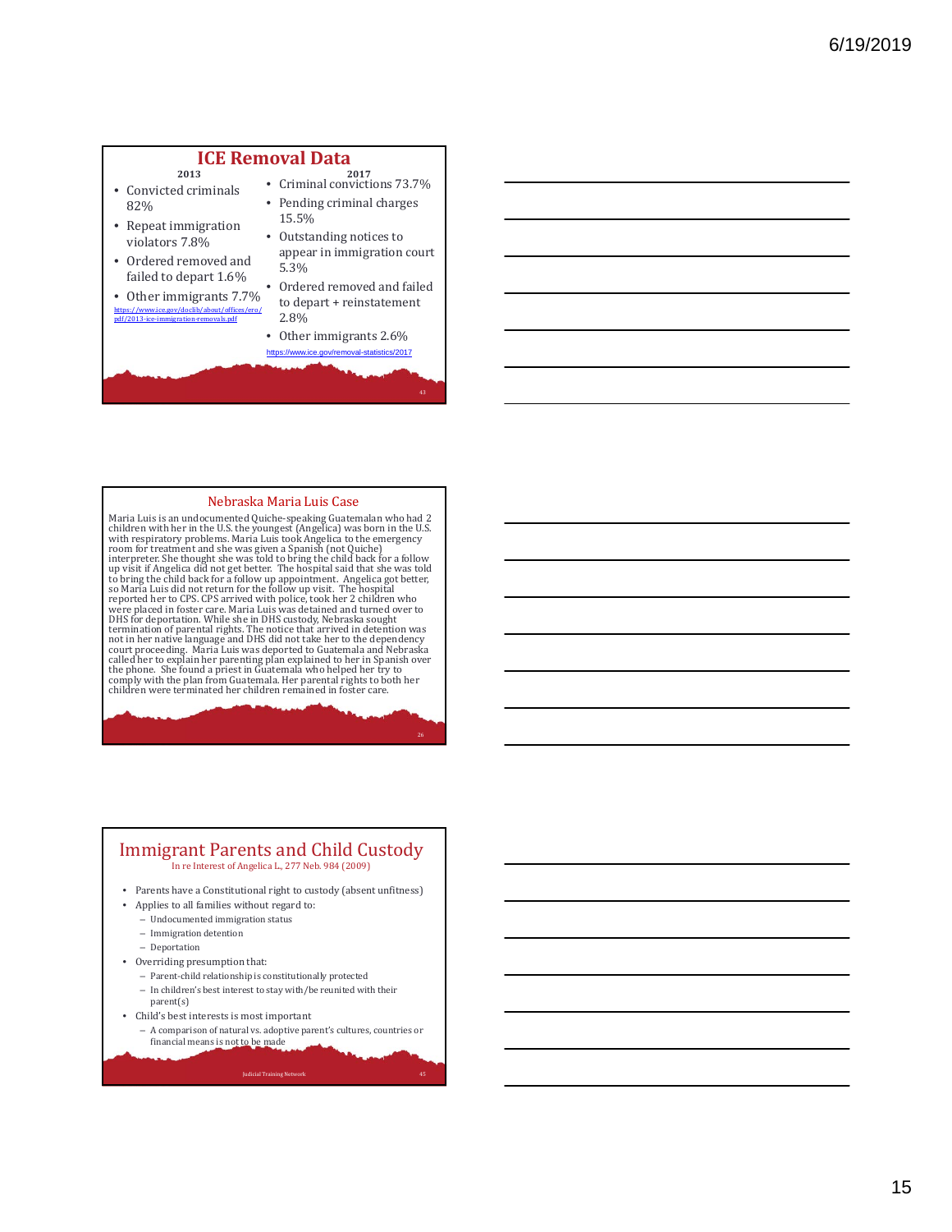## ICE Removal Data

**2013**

- Convicted criminals 82%
- Repeat immigration violators 7.8%
- Ordered removed and failed to depart 1.6%
- Other immigrants 7.7%

https://www.ice.gov/doclib/about/offices/ero/pdf/2013-ice-immigration-removals.pdf

**2017**

- Criminal convictions 73.7%
- Pending criminal charges 15.5%
- Outstanding notices to appear in immigration court 5.3%
- Ordered removed and failed to depart + reinstatement 2.8%
- Other immigrants 2.6%

https://www.ice.gov/removal-statistics/2017

## Nebraska Maria Luis Case

Maria Luis is an undocumented Quiche-speaking Guatemalan who had 2 children with her in the U.S. the youngest (Angelica) was born in the U.S. with respiratory problems. Maria Luis took Angelica to the emergency room for treatment and she was given a Spanish (not Quiche) interpreter. She thought she was told to bring the child back for a follow up visit if Angelica did not get better. The hospital said that she was told to bring the child back for a follow up appointment. Angelica got better, so Maria Luis did not return for the follow up visit. The hospital reported her to CPS. CPS arrived with police, took her 2 children who were placed in foster care. Maria Luis was detained and turned over to DHS for deportation. While she in DHS custody, Nebraska sought termination of parental rights. The notice that arrived in detention was not in her native language and DHS did not take her to the dependency court proceeding. Maria Luis was deported to Guatemala and Nebraska called her to explain her parenting plan explained to her in Spanish over the phone. She found a priest in Guatemala who helped her try to comply with the plan from Guatemala. Her parental rights to both her children were terminated her children remained in foster care.

## Immigrant Parents and Child Custody

In re Interest of Angelica L., 277 Neb. 984 (2009)

- Parents have a Constitutional right to custody (absent unfitness)
- Applies to all families without regard to:
  - Undocumented immigration status
  - Immigration detention
  - Deportation
- Overriding presumption that:
  - Parent-child relationship is constitutionally protected
  - In children's best interest to stay with/be reunited with their parent(s)
- Child's best interests is most important
  - A comparison of natural vs. adoptive parent's cultures, countries or financial means is not to be made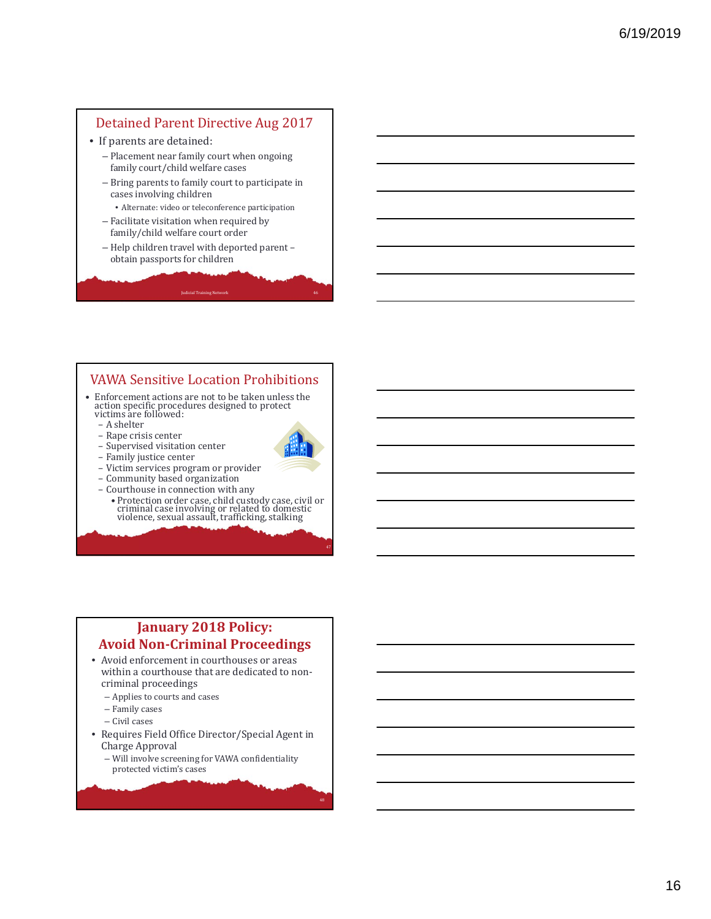## Detained Parent Directive Aug 2017

- If parents are detained:
  - Placement near family court when ongoing family court/child welfare cases
  - Bring parents to family court to participate in cases involving children
    - Alternate: video or teleconference participation
  - Facilitate visitation when required by family/child welfare court order
  - Help children travel with deported parent – obtain passports for children

## VAWA Sensitive Location Prohibitions

- Enforcement actions are not to be taken unless the action specific procedures designed to protect victims are followed:
  - A shelter
  - Rape crisis center
  - Supervised visitation center
  - Family justice center
  - Victim services program or provider
  - Community based organization
  - Courthouse in connection with any
    - Protection order case, child custody case, civil or criminal case involving or related to domestic violence, sexual assault, trafficking, stalking

## January 2018 Policy: Avoid Non-Criminal Proceedings

- Avoid enforcement in courthouses or areas within a courthouse that are dedicated to non-criminal proceedings
  - Applies to courts and cases
  - Family cases
  - Civil cases
- Requires Field Office Director/Special Agent in Charge Approval
  - Will involve screening for VAWA confidentiality protected victim's cases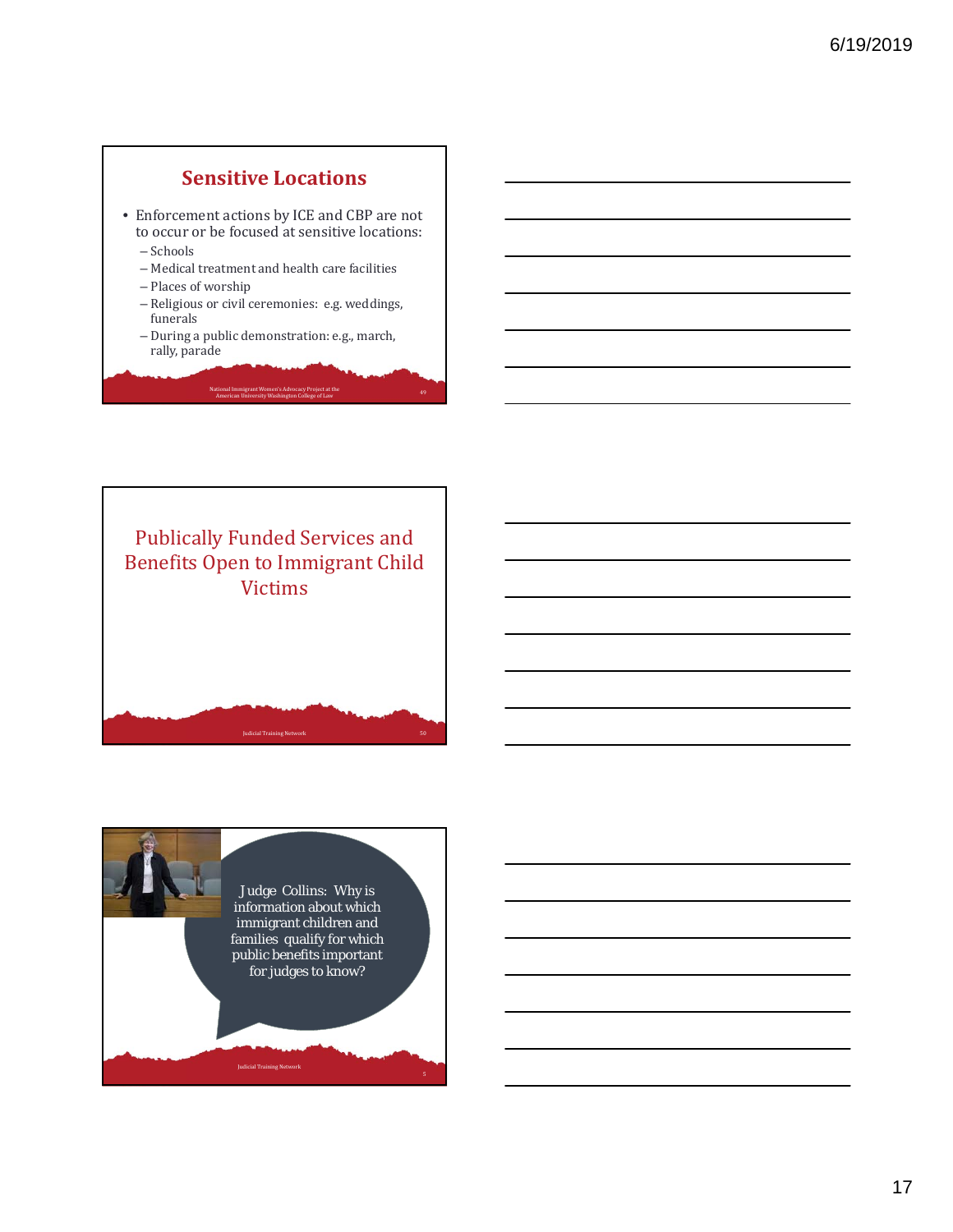## Sensitive Locations

- Enforcement actions by ICE and CBP are not to occur or be focused at sensitive locations:
  - Schools
  - Medical treatment and health care facilities
  - Places of worship
  - Religious or civil ceremonies: e.g. weddings, funerals
  - During a public demonstration: e.g., march, rally, parade

National Immigrant Women's Advocacy Project at the American University Washington College of Law

## Publically Funded Services and Benefits Open to Immigrant Child Victims

Judicial Training Network

Judge Collins: Why is information about which immigrant children and families qualify for which public benefits important for judges to know?

Judicial Training Network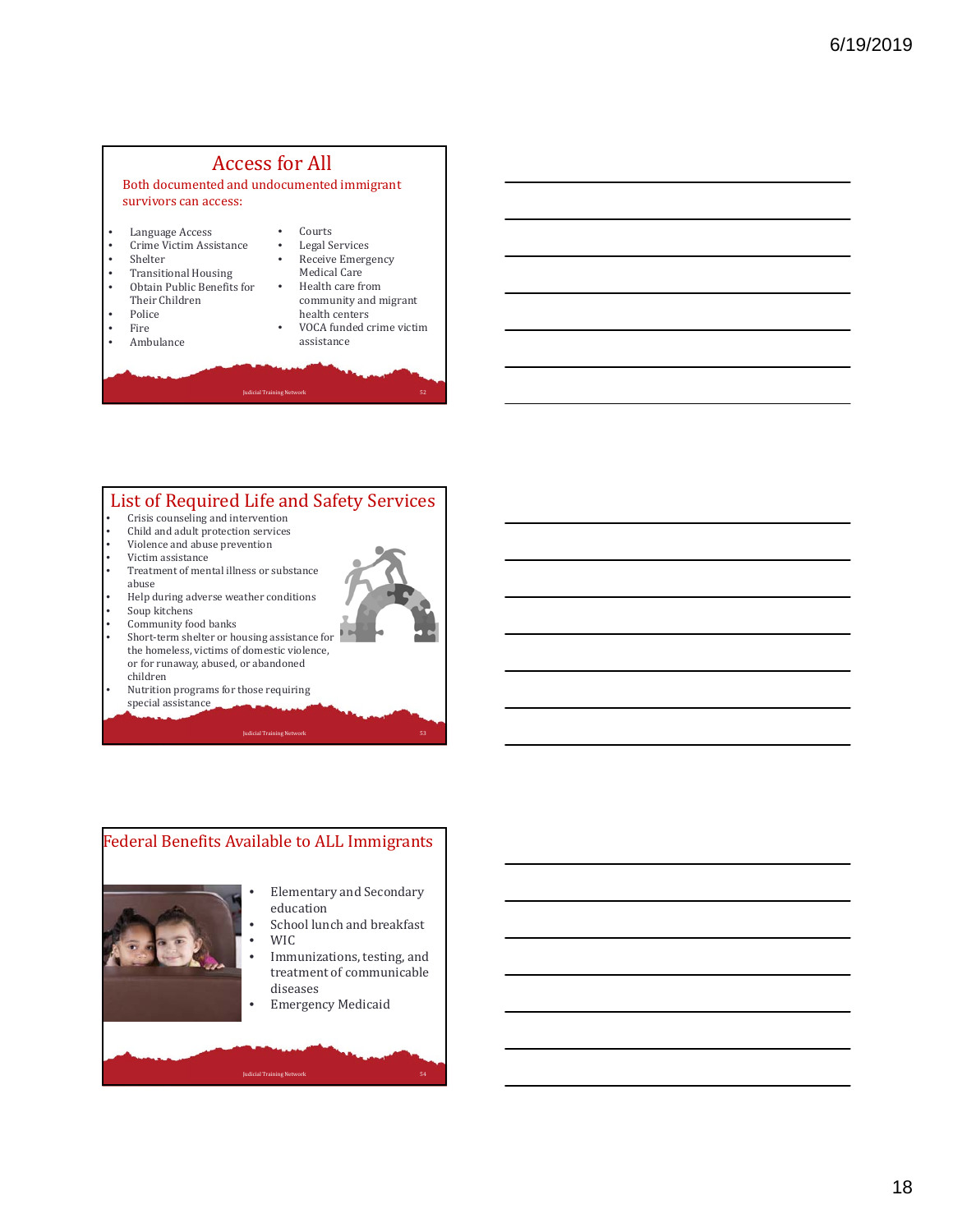## Access for All

Both documented and undocumented immigrant survivors can access:

- Language Access
- Crime Victim Assistance
- Shelter
- Transitional Housing
- Obtain Public Benefits for Their Children
- Police
- Fire
- Ambulance
- Courts
- Legal Services
- Receive Emergency Medical Care
- Health care from community and migrant health centers
- VOCA funded crime victim assistance

## List of Required Life and Safety Services

- Crisis counseling and intervention
- Child and adult protection services
- Violence and abuse prevention
- Victim assistance
- Treatment of mental illness or substance abuse
- Help during adverse weather conditions
- Soup kitchens
- Community food banks
- Short-term shelter or housing assistance for the homeless, victims of domestic violence, or for runaway, abused, or abandoned children
- Nutrition programs for those requiring special assistance

## Federal Benefits Available to ALL Immigrants

- Elementary and Secondary education
- School lunch and breakfast
- WIC
- Immunizations, testing, and treatment of communicable diseases
- Emergency Medicaid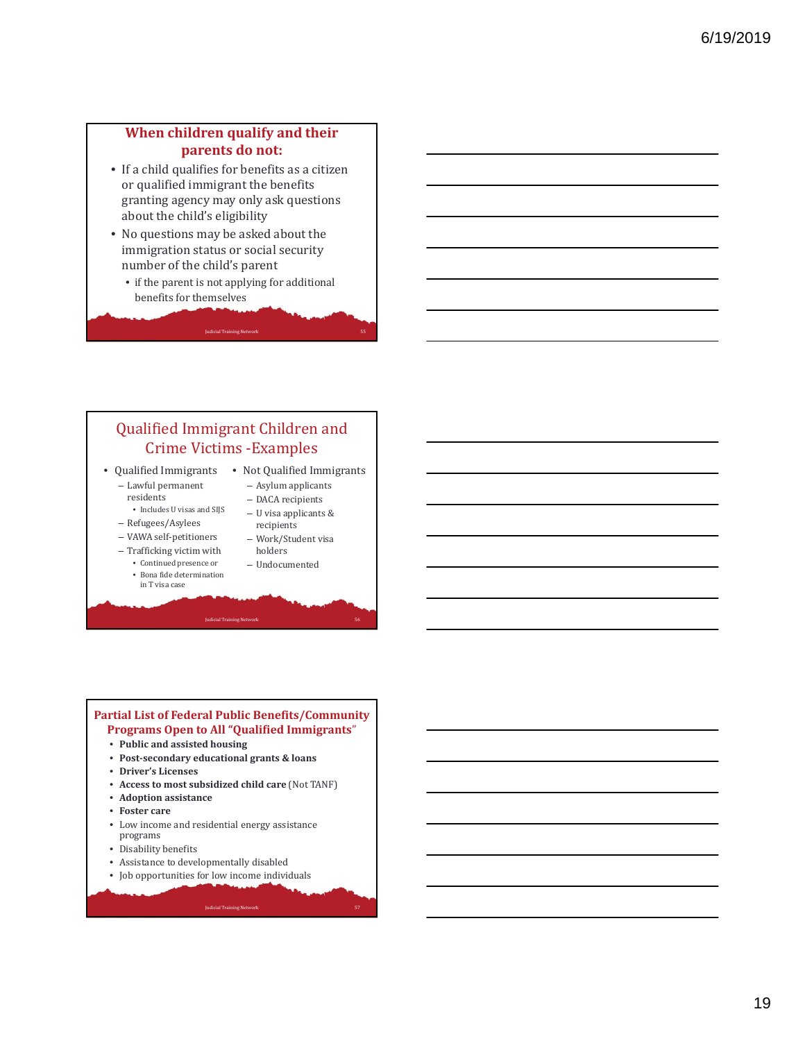## When children qualify and their parents do not:

- If a child qualifies for benefits as a citizen or qualified immigrant the benefits granting agency may only ask questions about the child's eligibility
- No questions may be asked about the immigration status or social security number of the child's parent
  - if the parent is not applying for additional benefits for themselves

## Qualified Immigrant Children and Crime Victims -Examples

- Qualified Immigrants
  - Lawful permanent residents
    - Includes U visas and SIJS
  - Refugees/Asylees
  - VAWA self-petitioners
  - Trafficking victim with
    - Continued presence or
    - Bona fide determination in T visa case
- Not Qualified Immigrants
  - Asylum applicants
  - DACA recipients
  - U visa applicants & recipients
  - Work/Student visa holders
  - Undocumented

## Partial List of Federal Public Benefits/Community Programs Open to All "Qualified Immigrants"

- **Public and assisted housing**
- **Post-secondary educational grants & loans**
- **Driver's Licenses**
- **Access to most subsidized child care** (Not TANF)
- **Adoption assistance**
- **Foster care**
- Low income and residential energy assistance programs
- Disability benefits
- Assistance to developmentally disabled
- Job opportunities for low income individuals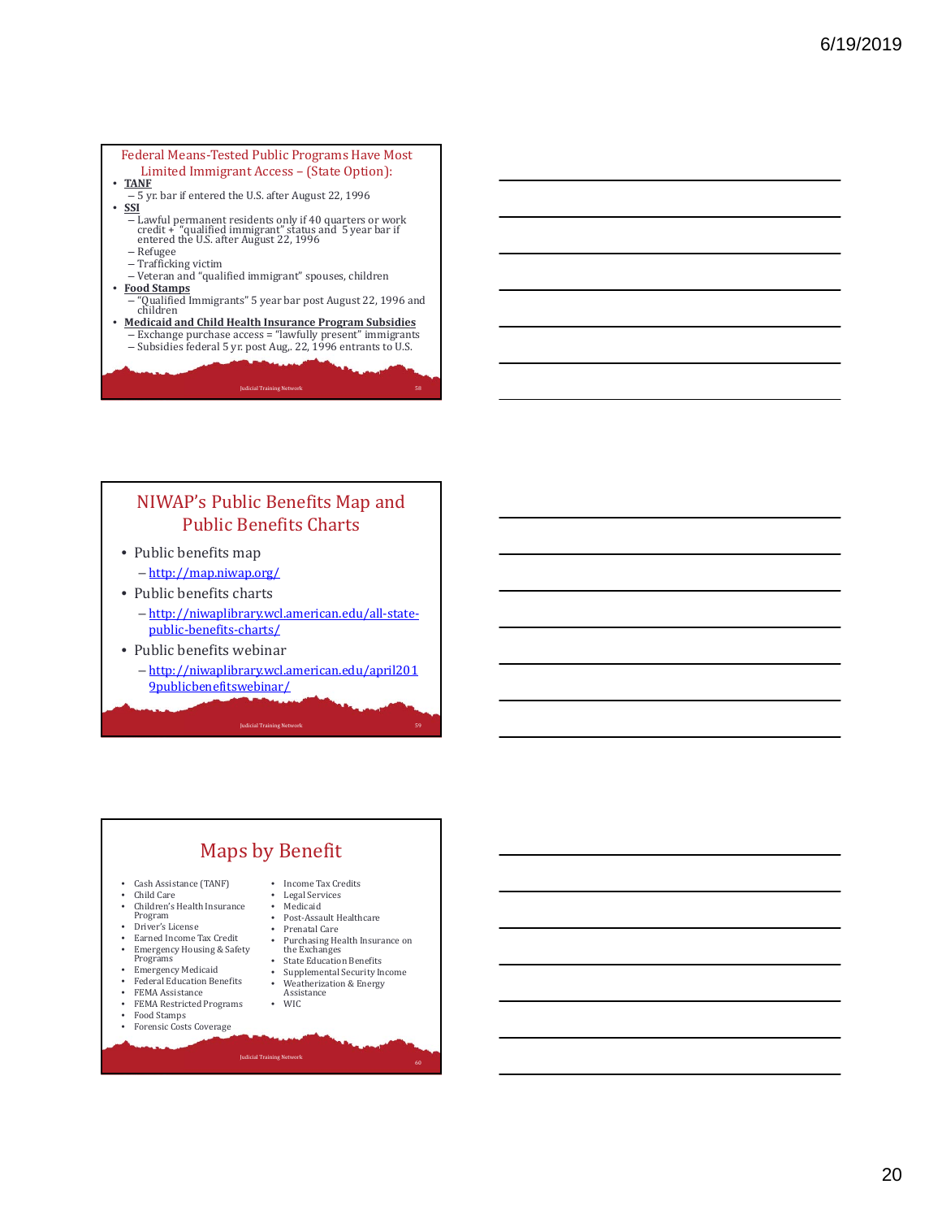## Federal Means-Tested Public Programs Have Most Limited Immigrant Access – (State Option):

- **TANF**
  - 5 yr. bar if entered the U.S. after August 22, 1996
- **SSI**
  - Lawful permanent residents only if 40 quarters or work credit + "qualified immigrant" status and 5 year bar if entered the U.S. after August 22, 1996
  - Refugee
  - Trafficking victim
  - Veteran and "qualified immigrant" spouses, children
- **Food Stamps**
  - "Qualified Immigrants" 5 year bar post August 22, 1996 and children
- **Medicaid and Child Health Insurance Program Subsidies**
  - Exchange purchase access = "lawfully present" immigrants
  - Subsidies federal 5 yr. post Aug,. 22, 1996 entrants to U.S.

Judicial Training Network

## NIWAP's Public Benefits Map and Public Benefits Charts

- Public benefits map
  - http://map.niwap.org/
- Public benefits charts
  - http://niwaplibrary.wcl.american.edu/all-state-public-benefits-charts/
- Public benefits webinar
  - http://niwaplibrary.wcl.american.edu/april2019publicbenefitswebinar/

Judicial Training Network

## Maps by Benefit

- Cash Assistance (TANF)
- Child Care
- Children's Health Insurance Program
- Driver's License
- Earned Income Tax Credit
- Emergency Housing & Safety Programs
- Emergency Medicaid
- Federal Education Benefits
- FEMA Assistance
- FEMA Restricted Programs
- Food Stamps
- Forensic Costs Coverage
- Income Tax Credits
- Legal Services
- Medicaid
- Post-Assault Healthcare
- Prenatal Care
- Purchasing Health Insurance on the Exchanges
- State Education Benefits
- Supplemental Security Income
- Weatherization & Energy Assistance
- WIC

Judicial Training Network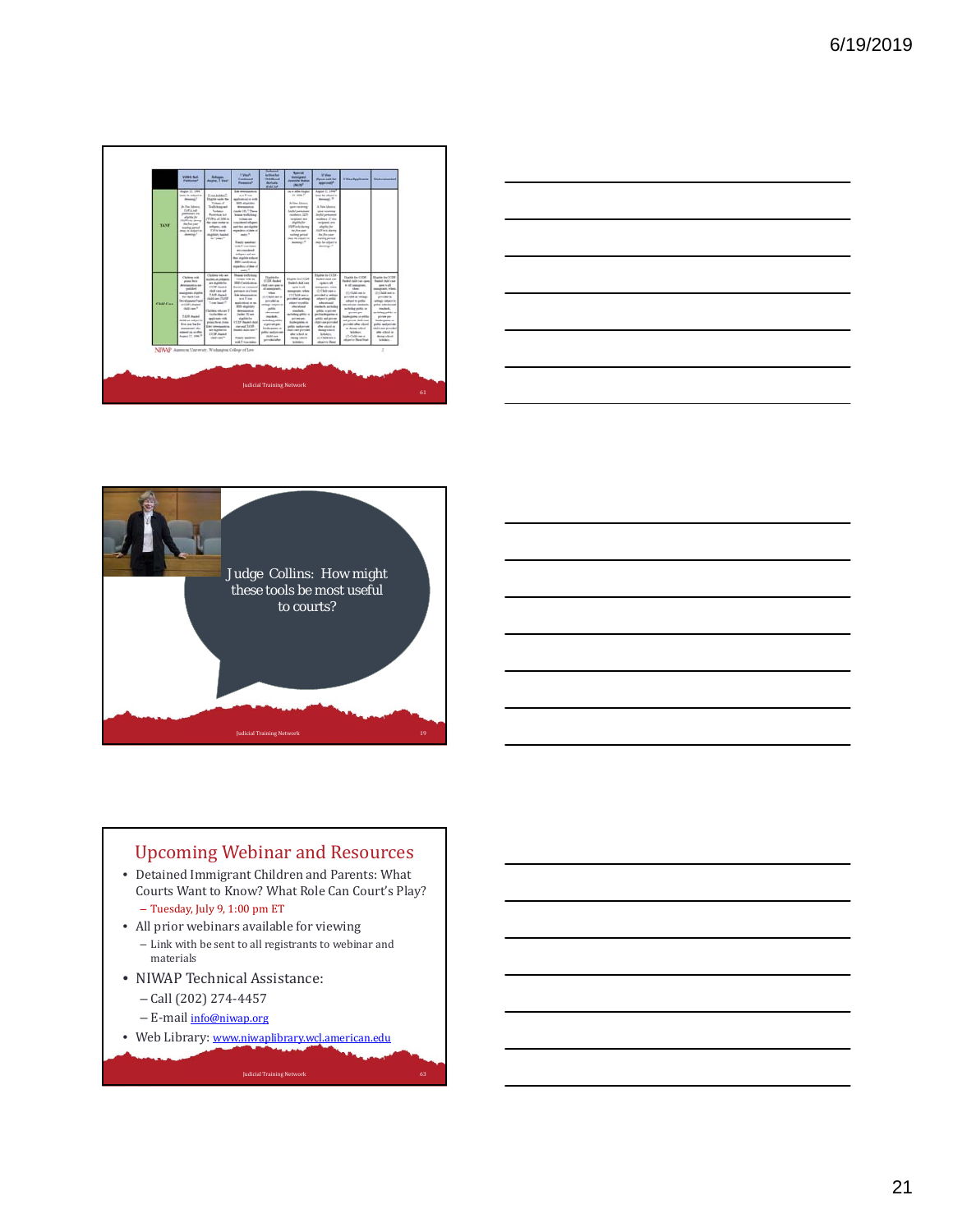Judge Collins: How might these tools be most useful to courts?

## Upcoming Webinar and Resources

- Detained Immigrant Children and Parents: What Courts Want to Know? What Role Can Court's Play?
  - Tuesday, July 9, 1:00 pm ET
- All prior webinars available for viewing
  - Link with be sent to all registrants to webinar and materials
- NIWAP Technical Assistance:
  - Call (202) 274-4457
  - E-mail info@niwap.org
- Web Library: www.niwaplibrary.wcl.american.edu